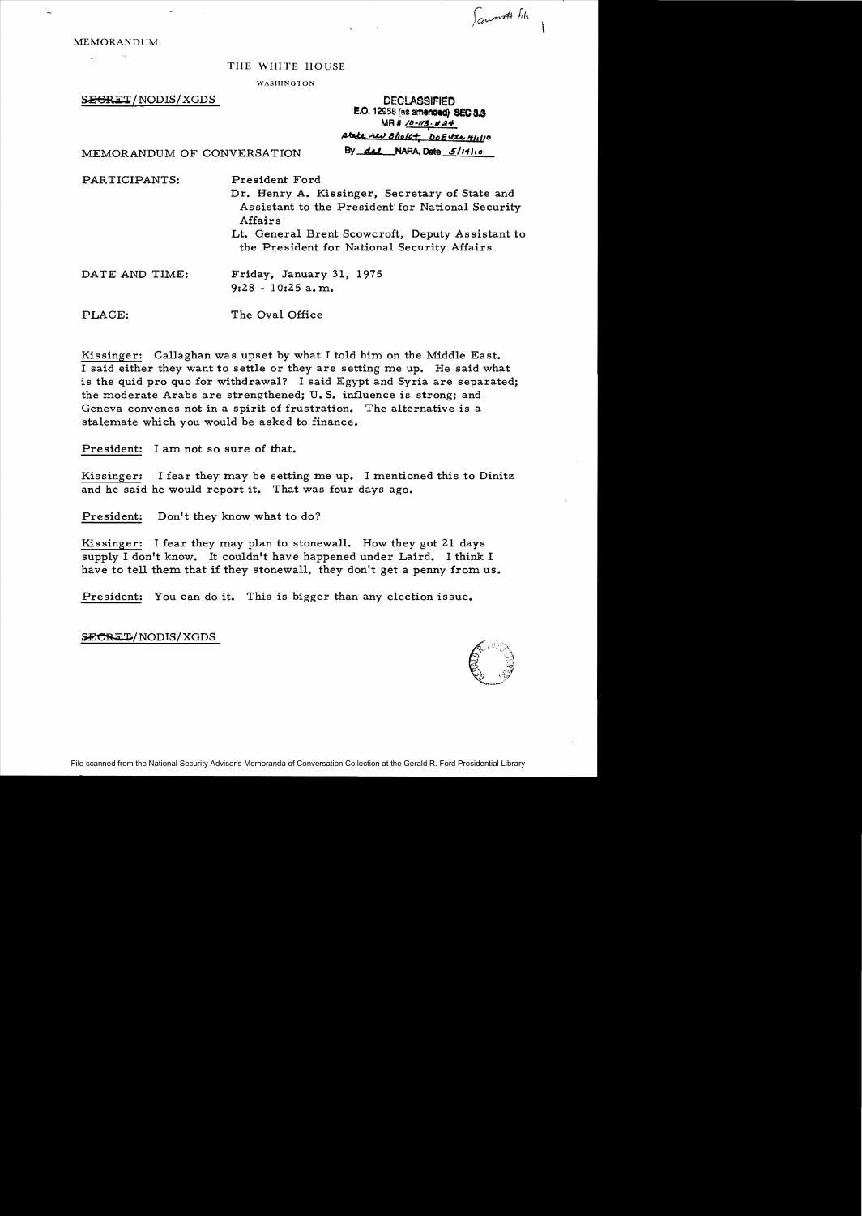Scowcroft file

MEMORANDUM

THE WHITE HOUSE

WASHINGTON

SECRET/NODIS/XGDS

DECLASSIFIED
E.O. 12958 (as amended) SEC 3.3
MR # 10-113, #24
State rev 8/10/04; DoE rev 4/1/10
By dal NARA, Date 5/14/10

MEMORANDUM OF CONVERSATION

PARTICIPANTS: President Ford
Dr. Henry A. Kissinger, Secretary of State and Assistant to the President for National Security Affairs
Lt. General Brent Scowcroft, Deputy Assistant to the President for National Security Affairs

DATE AND TIME: Friday, January 31, 1975
9:28 - 10:25 a.m.

PLACE: The Oval Office

Kissinger: Callaghan was upset by what I told him on the Middle East. I said either they want to settle or they are setting me up. He said what is the quid pro quo for withdrawal? I said Egypt and Syria are separated; the moderate Arabs are strengthened; U.S. influence is strong; and Geneva convenes not in a spirit of frustration. The alternative is a stalemate which you would be asked to finance.

President: I am not so sure of that.

Kissinger: I fear they may be setting me up. I mentioned this to Dinitz and he said he would report it. That was four days ago.

President: Don't they know what to do?

Kissinger: I fear they may plan to stonewall. How they got 21 days supply I don't know. It couldn't have happened under Laird. I think I have to tell them that if they stonewall, they don't get a penny from us.

President: You can do it. This is bigger than any election issue.

SECRET/NODIS/XGDS

File scanned from the National Security Adviser's Memoranda of Conversation Collection at the Gerald R. Ford Presidential Library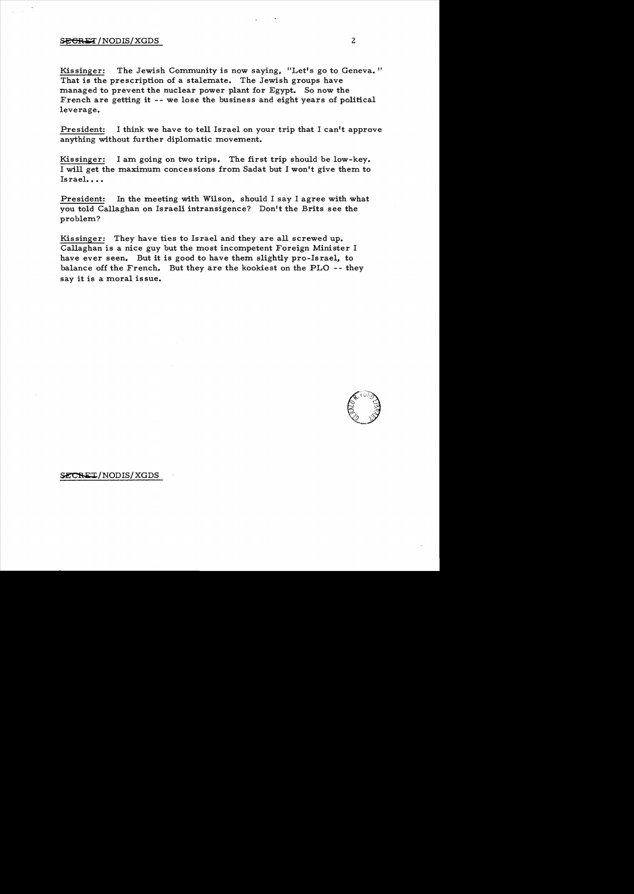Kissinger: The Jewish Community is now saying, "Let's go to Geneva." That is the prescription of a stalemate. The Jewish groups have managed to prevent the nuclear power plant for Egypt. So now the French are getting it -- we lose the business and eight years of political leverage.

President: I think we have to tell Israel on your trip that I can't approve anything without further diplomatic movement.

Kissinger: I am going on two trips. The first trip should be low-key. I will get the maximum concessions from Sadat but I won't give them to Israel....

President: In the meeting with Wilson, should I say I agree with what you told Callaghan on Israeli intransigence? Don't the Brits see the problem?

Kissinger: They have ties to Israel and they are all screwed up. Callaghan is a nice guy but the most incompetent Foreign Minister I have ever seen. But it is good to have them slightly pro-Israel, to balance off the French. But they are the kookiest on the PLO -- they say it is a moral issue.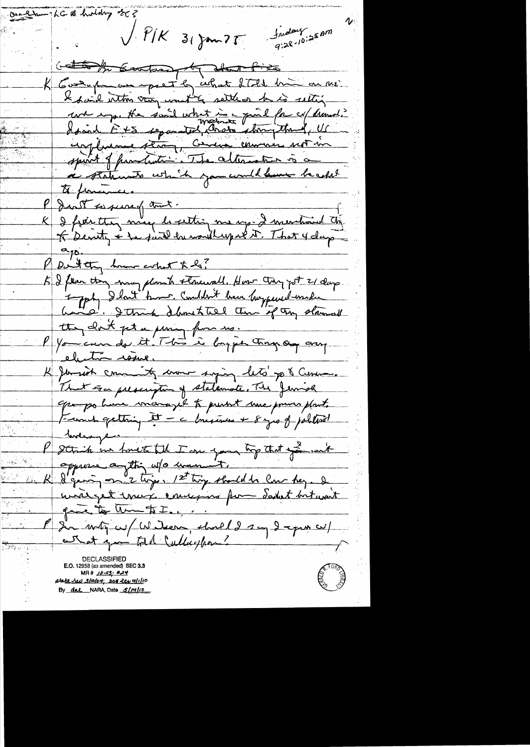Decision – LC & holding etc?

✓ P/K 31 Jan 75 — Friday 9:28–10:25 AM

~~Get to the Secretary to start first~~

K Gromyko was upset by what I told him on MC. I said within our contest he is setting us up. He said what is paid for w/ drawal? I said E + S separated, Arabs strengthened, US influence strong. Geneva convenes not in spirit of frustration. The alternative is a statements which you would have to admit to finance.

P Don't be sure of that.

K I feel they may be setting me up. I mentioned this to Dennity & he said he would support it. That 4 days ago.

P Don't they know what to do?

K I fear they may plan to stonewall. How they got 21 day supply I don't know. Couldn't have happened under Lance. I think I have to tell them if they stonewall they don't get a penny from us.

P You can do it. This is bigger thing than any election issue.

K Jewish community now saying let's go to Geneva. That is a prescription of stalemate. The Jewish groups have managed to prevent one power plant. French getting it – a business + 8 yrs of political leverage.

P I think we have to tell I am going to say that you can't approve anything w/o movement.

K I going on 2 trips. 1st trip should be Cairo here. I will get more concessions from Sadat but want give to them to I...

P In mtg w/ Wilson should I say I agree w/ what you told Callaghan?

DECLASSIFIED
E.O. 12958 (as amended) SEC 3.3
MR # 10-113; #24
State Rev 3/10/04; DOE Rev 4/1/10
By dal NARA, Date 5/14/10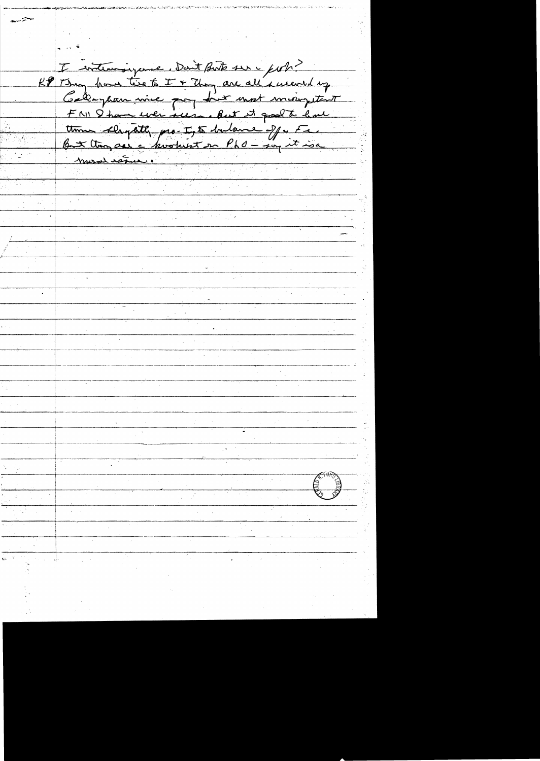I intransigence. Don't Brits see a path?

KP They have ties to I & they are all screwed up. Callaghan nice guy but most incompetent FM I have ever seen. But it good to have them slightly pro-I, to balance off a Fr. But they are a bankrupt on PLO - say it is a moral issue.